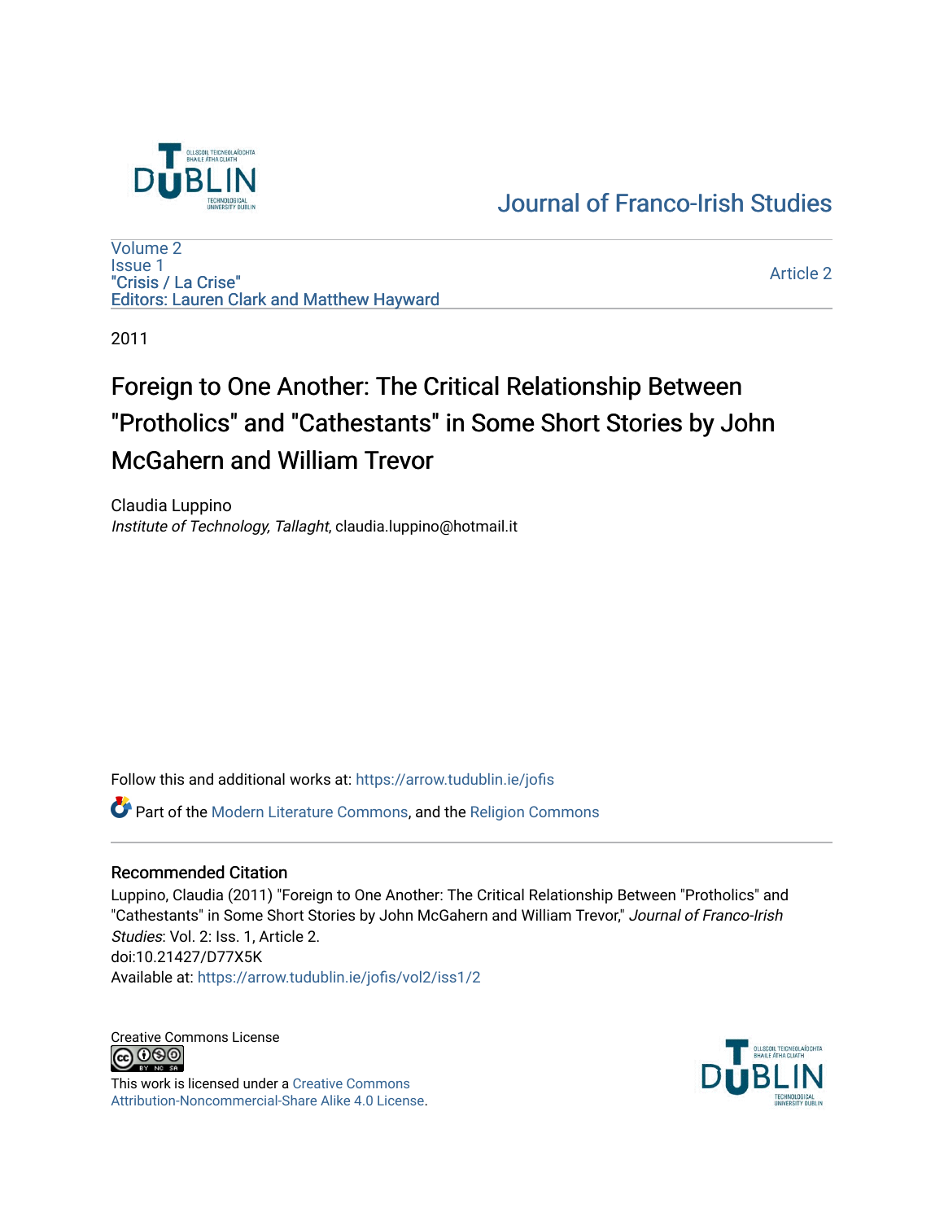Journal of Franco-Irish Studies

Volume 2
Issue 1
"Crisis / La Crise"
Editors: Lauren Clark and Matthew Hayward

Article 2

2011

# Foreign to One Another: The Critical Relationship Between "Protholics" and "Cathestants" in Some Short Stories by John McGahern and William Trevor

Claudia Luppino
*Institute of Technology, Tallaght*, claudia.luppino@hotmail.it

Follow this and additional works at: https://arrow.tudublin.ie/jofis

Part of the Modern Literature Commons, and the Religion Commons

## Recommended Citation

Luppino, Claudia (2011) "Foreign to One Another: The Critical Relationship Between "Protholics" and "Cathestants" in Some Short Stories by John McGahern and William Trevor," *Journal of Franco-Irish Studies*: Vol. 2: Iss. 1, Article 2.
doi:10.21427/D77X5K
Available at: https://arrow.tudublin.ie/jofis/vol2/iss1/2

Creative Commons License

This work is licensed under a Creative Commons Attribution-Noncommercial-Share Alike 4.0 License.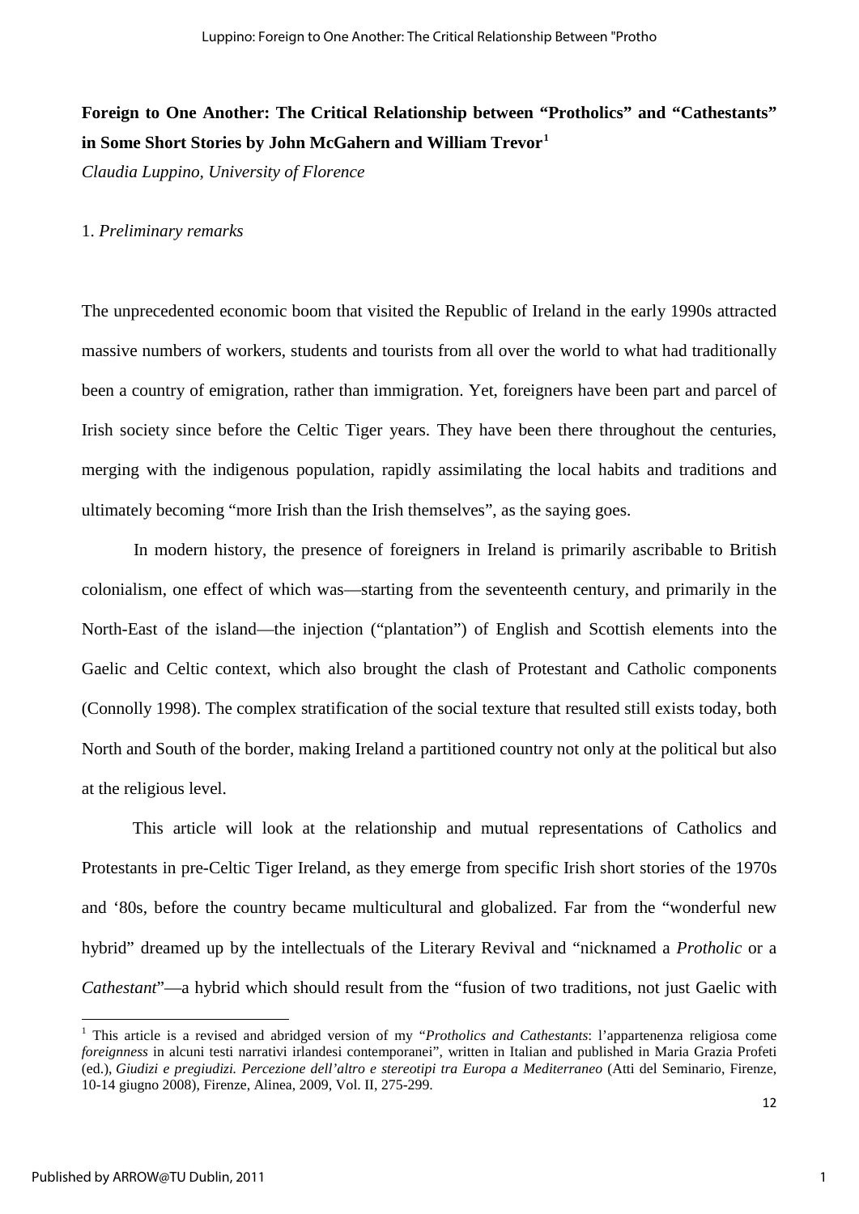**Foreign to One Another: The Critical Relationship between "Protholics" and "Cathestants" in Some Short Stories by John McGahern and William Trevor**[1]

*Claudia Luppino, University of Florence*

1. *Preliminary remarks*

The unprecedented economic boom that visited the Republic of Ireland in the early 1990s attracted massive numbers of workers, students and tourists from all over the world to what had traditionally been a country of emigration, rather than immigration. Yet, foreigners have been part and parcel of Irish society since before the Celtic Tiger years. They have been there throughout the centuries, merging with the indigenous population, rapidly assimilating the local habits and traditions and ultimately becoming "more Irish than the Irish themselves", as the saying goes.

In modern history, the presence of foreigners in Ireland is primarily ascribable to British colonialism, one effect of which was—starting from the seventeenth century, and primarily in the North-East of the island—the injection ("plantation") of English and Scottish elements into the Gaelic and Celtic context, which also brought the clash of Protestant and Catholic components (Connolly 1998). The complex stratification of the social texture that resulted still exists today, both North and South of the border, making Ireland a partitioned country not only at the political but also at the religious level.

This article will look at the relationship and mutual representations of Catholics and Protestants in pre-Celtic Tiger Ireland, as they emerge from specific Irish short stories of the 1970s and '80s, before the country became multicultural and globalized. Far from the "wonderful new hybrid" dreamed up by the intellectuals of the Literary Revival and "nicknamed a *Protholic* or a *Cathestant*"—a hybrid which should result from the "fusion of two traditions, not just Gaelic with

[1] This article is a revised and abridged version of my "*Protholics and Cathestants*: l'appartenenza religiosa come *foreignness* in alcuni testi narrativi irlandesi contemporanei", written in Italian and published in Maria Grazia Profeti (ed.), *Giudizi e pregiudizi. Percezione dell'altro e stereotipi tra Europa a Mediterraneo* (Atti del Seminario, Firenze, 10-14 giugno 2008), Firenze, Alinea, 2009, Vol. II, 275-299.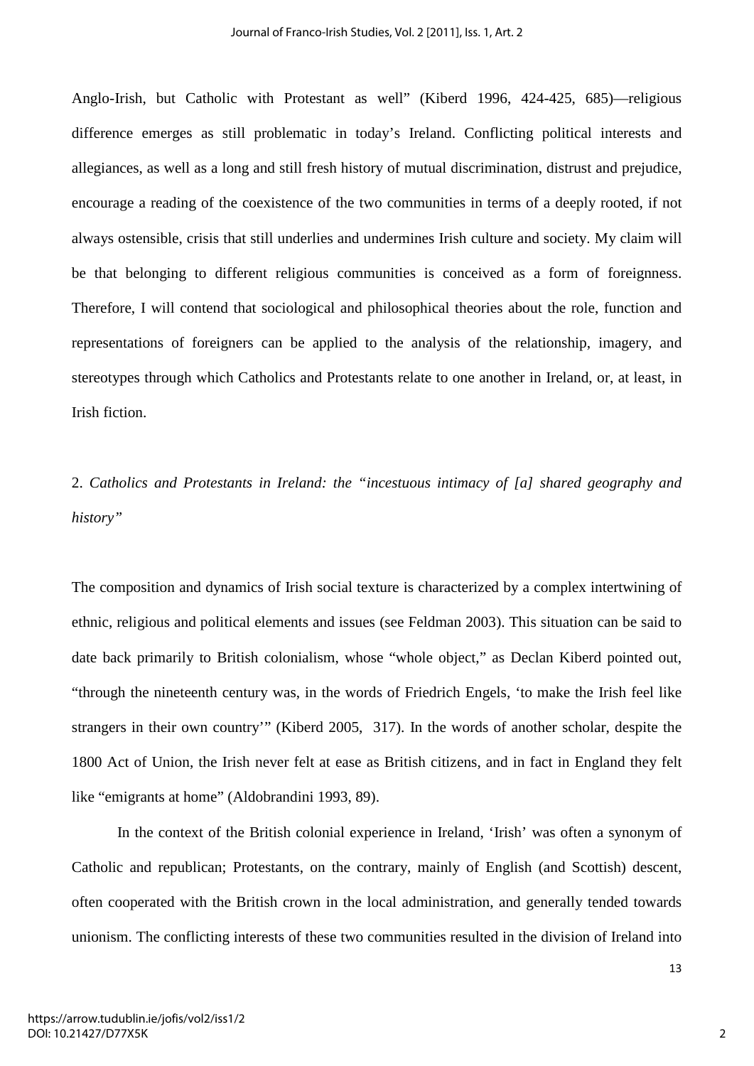Anglo-Irish, but Catholic with Protestant as well" (Kiberd 1996, 424-425, 685)—religious difference emerges as still problematic in today's Ireland. Conflicting political interests and allegiances, as well as a long and still fresh history of mutual discrimination, distrust and prejudice, encourage a reading of the coexistence of the two communities in terms of a deeply rooted, if not always ostensible, crisis that still underlies and undermines Irish culture and society. My claim will be that belonging to different religious communities is conceived as a form of foreignness. Therefore, I will contend that sociological and philosophical theories about the role, function and representations of foreigners can be applied to the analysis of the relationship, imagery, and stereotypes through which Catholics and Protestants relate to one another in Ireland, or, at least, in Irish fiction.

## 2. *Catholics and Protestants in Ireland: the "incestuous intimacy of [a] shared geography and history"*

The composition and dynamics of Irish social texture is characterized by a complex intertwining of ethnic, religious and political elements and issues (see Feldman 2003). This situation can be said to date back primarily to British colonialism, whose "whole object," as Declan Kiberd pointed out, "through the nineteenth century was, in the words of Friedrich Engels, 'to make the Irish feel like strangers in their own country'" (Kiberd 2005, 317). In the words of another scholar, despite the 1800 Act of Union, the Irish never felt at ease as British citizens, and in fact in England they felt like "emigrants at home" (Aldobrandini 1993, 89).

In the context of the British colonial experience in Ireland, 'Irish' was often a synonym of Catholic and republican; Protestants, on the contrary, mainly of English (and Scottish) descent, often cooperated with the British crown in the local administration, and generally tended towards unionism. The conflicting interests of these two communities resulted in the division of Ireland into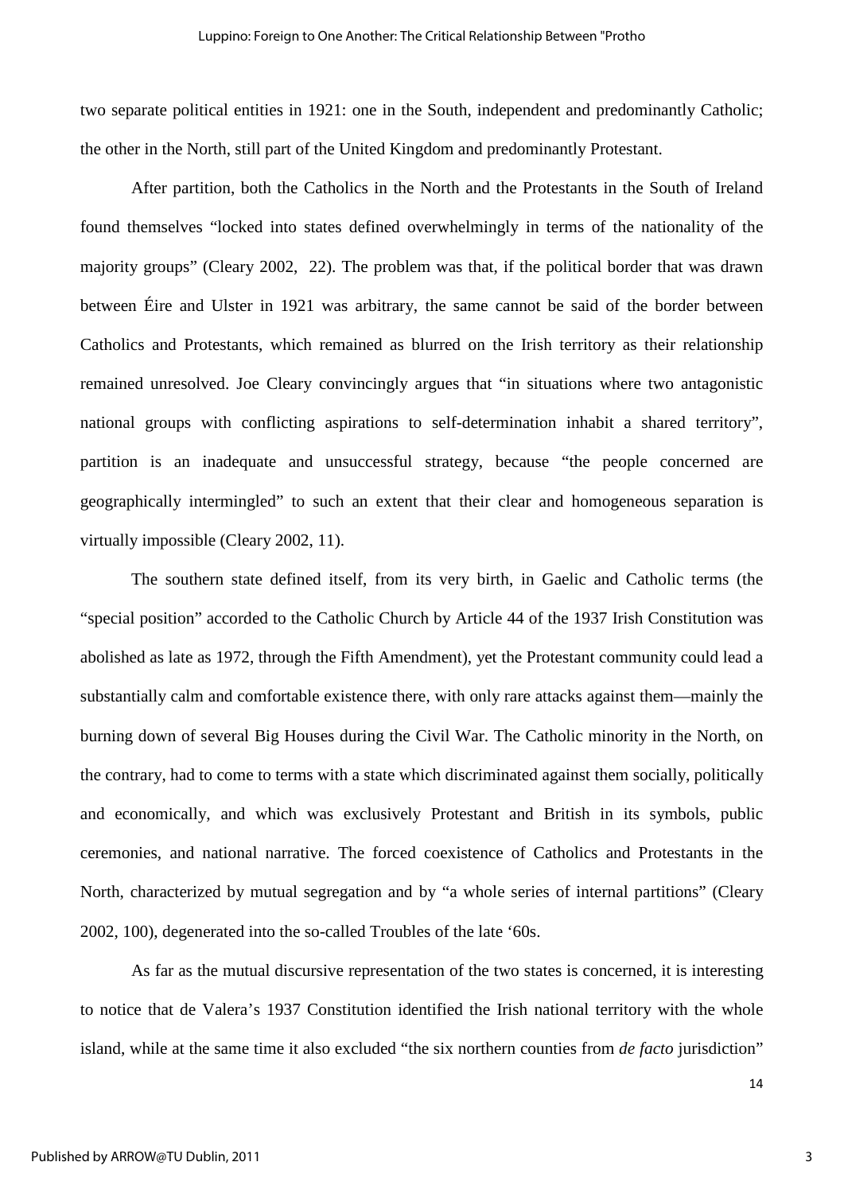two separate political entities in 1921: one in the South, independent and predominantly Catholic; the other in the North, still part of the United Kingdom and predominantly Protestant.

After partition, both the Catholics in the North and the Protestants in the South of Ireland found themselves "locked into states defined overwhelmingly in terms of the nationality of the majority groups" (Cleary 2002, 22). The problem was that, if the political border that was drawn between Éire and Ulster in 1921 was arbitrary, the same cannot be said of the border between Catholics and Protestants, which remained as blurred on the Irish territory as their relationship remained unresolved. Joe Cleary convincingly argues that "in situations where two antagonistic national groups with conflicting aspirations to self-determination inhabit a shared territory", partition is an inadequate and unsuccessful strategy, because "the people concerned are geographically intermingled" to such an extent that their clear and homogeneous separation is virtually impossible (Cleary 2002, 11).

The southern state defined itself, from its very birth, in Gaelic and Catholic terms (the "special position" accorded to the Catholic Church by Article 44 of the 1937 Irish Constitution was abolished as late as 1972, through the Fifth Amendment), yet the Protestant community could lead a substantially calm and comfortable existence there, with only rare attacks against them—mainly the burning down of several Big Houses during the Civil War. The Catholic minority in the North, on the contrary, had to come to terms with a state which discriminated against them socially, politically and economically, and which was exclusively Protestant and British in its symbols, public ceremonies, and national narrative. The forced coexistence of Catholics and Protestants in the North, characterized by mutual segregation and by "a whole series of internal partitions" (Cleary 2002, 100), degenerated into the so-called Troubles of the late '60s.

As far as the mutual discursive representation of the two states is concerned, it is interesting to notice that de Valera's 1937 Constitution identified the Irish national territory with the whole island, while at the same time it also excluded "the six northern counties from *de facto* jurisdiction"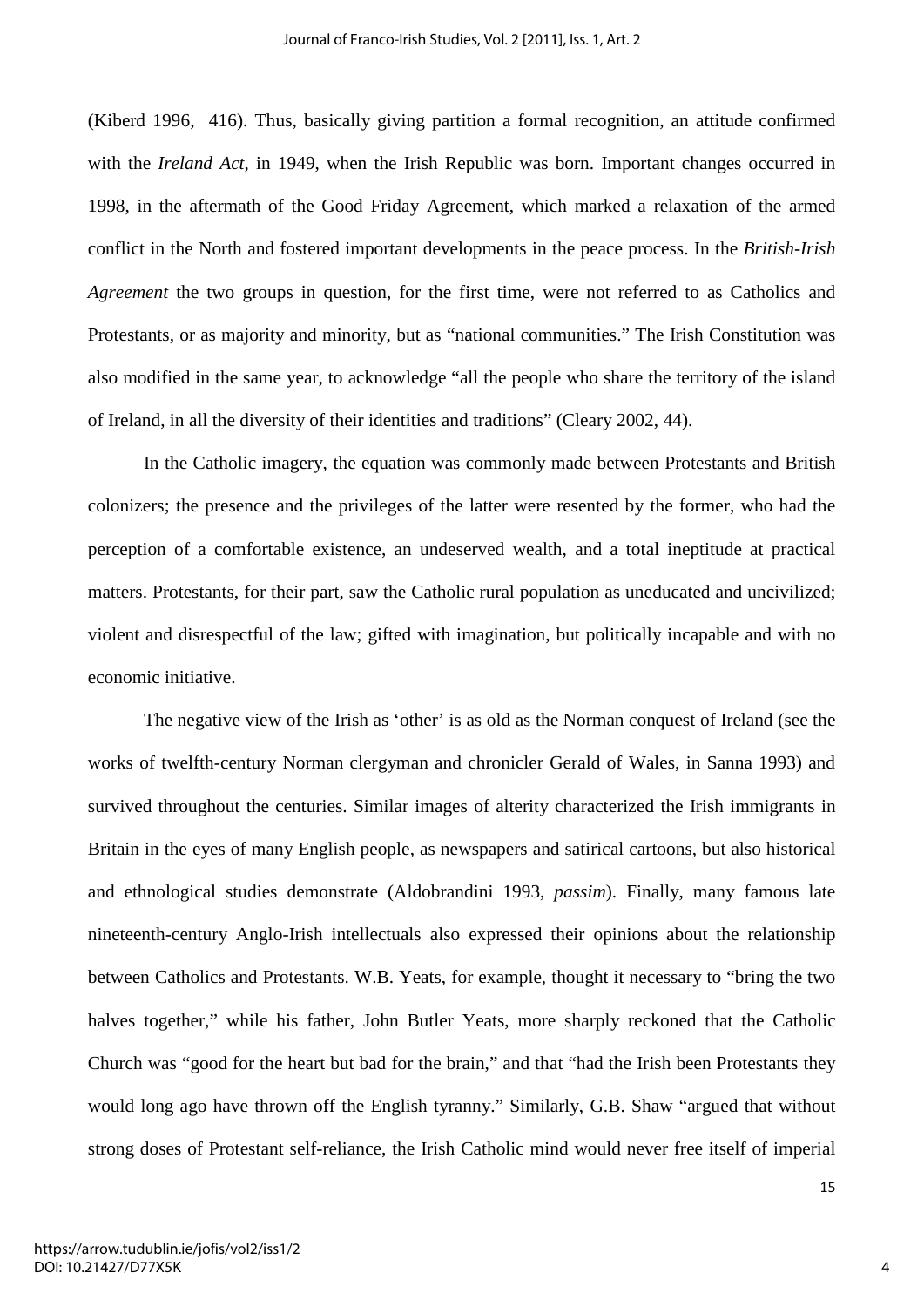(Kiberd 1996, 416). Thus, basically giving partition a formal recognition, an attitude confirmed with the *Ireland Act*, in 1949, when the Irish Republic was born. Important changes occurred in 1998, in the aftermath of the Good Friday Agreement, which marked a relaxation of the armed conflict in the North and fostered important developments in the peace process. In the *British-Irish Agreement* the two groups in question, for the first time, were not referred to as Catholics and Protestants, or as majority and minority, but as "national communities." The Irish Constitution was also modified in the same year, to acknowledge "all the people who share the territory of the island of Ireland, in all the diversity of their identities and traditions" (Cleary 2002, 44).

In the Catholic imagery, the equation was commonly made between Protestants and British colonizers; the presence and the privileges of the latter were resented by the former, who had the perception of a comfortable existence, an undeserved wealth, and a total ineptitude at practical matters. Protestants, for their part, saw the Catholic rural population as uneducated and uncivilized; violent and disrespectful of the law; gifted with imagination, but politically incapable and with no economic initiative.

The negative view of the Irish as 'other' is as old as the Norman conquest of Ireland (see the works of twelfth-century Norman clergyman and chronicler Gerald of Wales, in Sanna 1993) and survived throughout the centuries. Similar images of alterity characterized the Irish immigrants in Britain in the eyes of many English people, as newspapers and satirical cartoons, but also historical and ethnological studies demonstrate (Aldobrandini 1993, *passim*). Finally, many famous late nineteenth-century Anglo-Irish intellectuals also expressed their opinions about the relationship between Catholics and Protestants. W.B. Yeats, for example, thought it necessary to "bring the two halves together," while his father, John Butler Yeats, more sharply reckoned that the Catholic Church was "good for the heart but bad for the brain," and that "had the Irish been Protestants they would long ago have thrown off the English tyranny." Similarly, G.B. Shaw "argued that without strong doses of Protestant self-reliance, the Irish Catholic mind would never free itself of imperial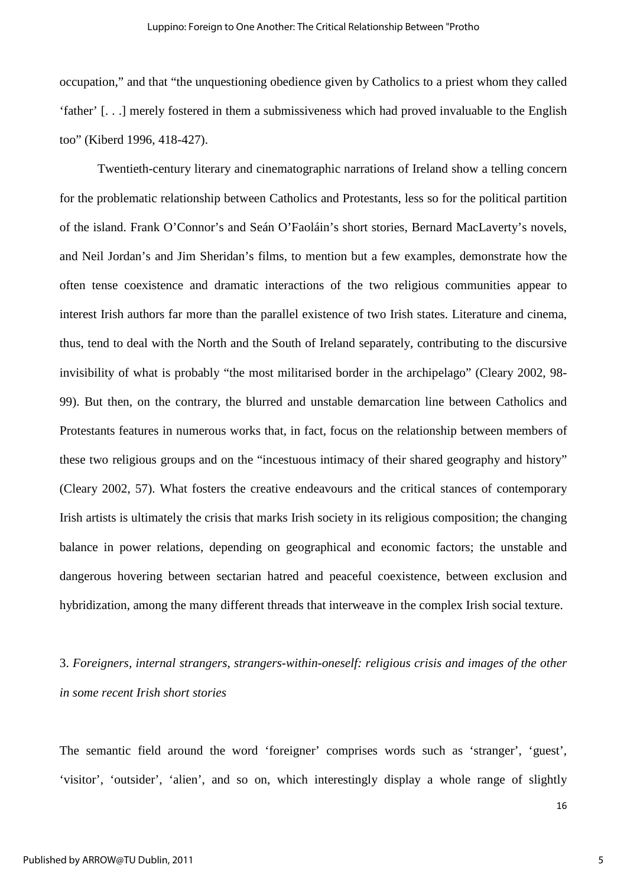occupation," and that "the unquestioning obedience given by Catholics to a priest whom they called 'father' [. . .] merely fostered in them a submissiveness which had proved invaluable to the English too" (Kiberd 1996, 418-427).

Twentieth-century literary and cinematographic narrations of Ireland show a telling concern for the problematic relationship between Catholics and Protestants, less so for the political partition of the island. Frank O'Connor's and Seán O'Faoláin's short stories, Bernard MacLaverty's novels, and Neil Jordan's and Jim Sheridan's films, to mention but a few examples, demonstrate how the often tense coexistence and dramatic interactions of the two religious communities appear to interest Irish authors far more than the parallel existence of two Irish states. Literature and cinema, thus, tend to deal with the North and the South of Ireland separately, contributing to the discursive invisibility of what is probably "the most militarised border in the archipelago" (Cleary 2002, 98-99). But then, on the contrary, the blurred and unstable demarcation line between Catholics and Protestants features in numerous works that, in fact, focus on the relationship between members of these two religious groups and on the "incestuous intimacy of their shared geography and history" (Cleary 2002, 57). What fosters the creative endeavours and the critical stances of contemporary Irish artists is ultimately the crisis that marks Irish society in its religious composition; the changing balance in power relations, depending on geographical and economic factors; the unstable and dangerous hovering between sectarian hatred and peaceful coexistence, between exclusion and hybridization, among the many different threads that interweave in the complex Irish social texture.

## 3. *Foreigners, internal strangers, strangers-within-oneself: religious crisis and images of the other in some recent Irish short stories*

The semantic field around the word 'foreigner' comprises words such as 'stranger', 'guest', 'visitor', 'outsider', 'alien', and so on, which interestingly display a whole range of slightly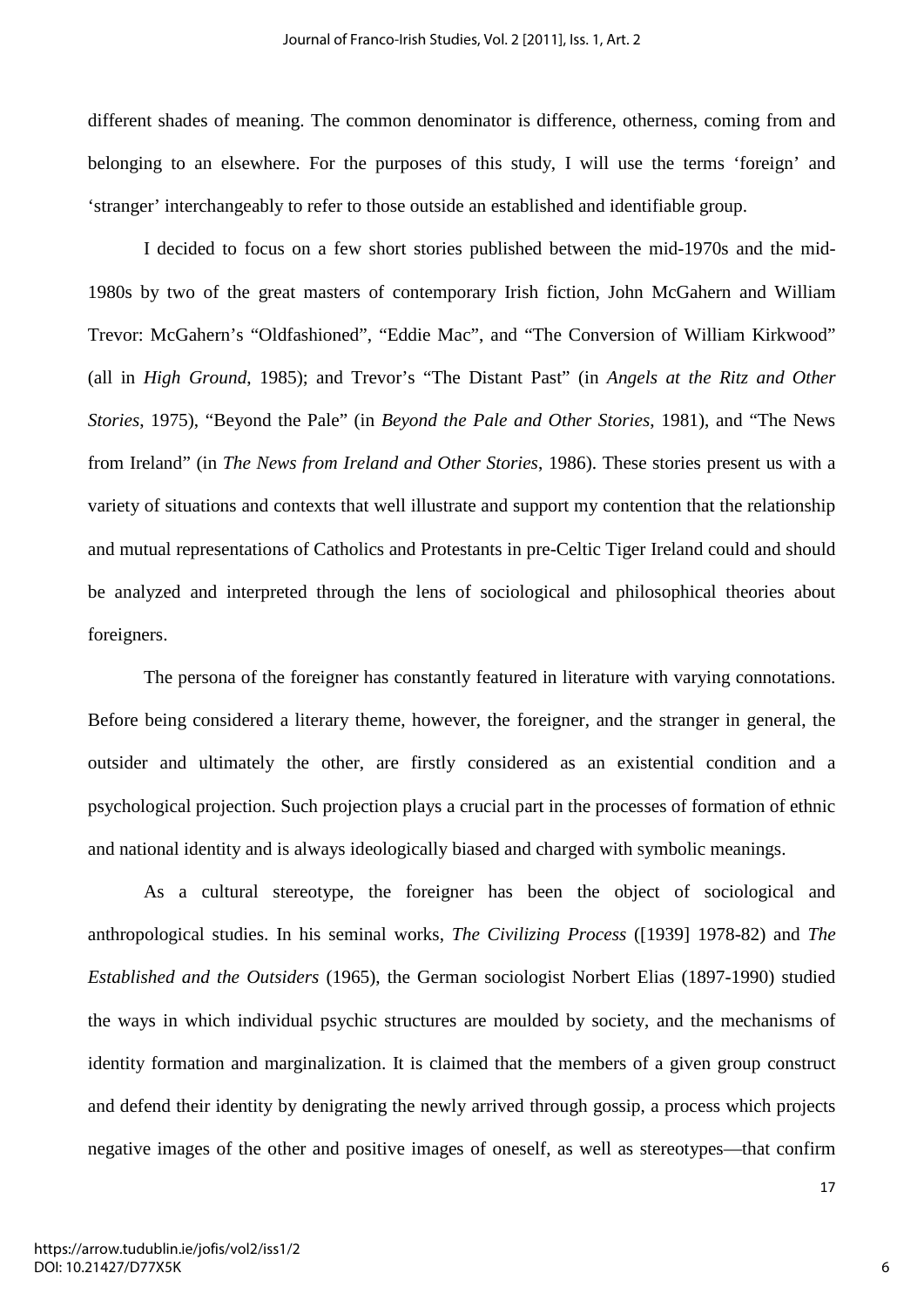different shades of meaning. The common denominator is difference, otherness, coming from and belonging to an elsewhere. For the purposes of this study, I will use the terms 'foreign' and 'stranger' interchangeably to refer to those outside an established and identifiable group.

I decided to focus on a few short stories published between the mid-1970s and the mid-1980s by two of the great masters of contemporary Irish fiction, John McGahern and William Trevor: McGahern's "Oldfashioned", "Eddie Mac", and "The Conversion of William Kirkwood" (all in *High Ground*, 1985); and Trevor's "The Distant Past" (in *Angels at the Ritz and Other Stories*, 1975), "Beyond the Pale" (in *Beyond the Pale and Other Stories*, 1981), and "The News from Ireland" (in *The News from Ireland and Other Stories*, 1986). These stories present us with a variety of situations and contexts that well illustrate and support my contention that the relationship and mutual representations of Catholics and Protestants in pre-Celtic Tiger Ireland could and should be analyzed and interpreted through the lens of sociological and philosophical theories about foreigners.

The persona of the foreigner has constantly featured in literature with varying connotations. Before being considered a literary theme, however, the foreigner, and the stranger in general, the outsider and ultimately the other, are firstly considered as an existential condition and a psychological projection. Such projection plays a crucial part in the processes of formation of ethnic and national identity and is always ideologically biased and charged with symbolic meanings.

As a cultural stereotype, the foreigner has been the object of sociological and anthropological studies. In his seminal works, *The Civilizing Process* ([1939] 1978-82) and *The Established and the Outsiders* (1965), the German sociologist Norbert Elias (1897-1990) studied the ways in which individual psychic structures are moulded by society, and the mechanisms of identity formation and marginalization. It is claimed that the members of a given group construct and defend their identity by denigrating the newly arrived through gossip, a process which projects negative images of the other and positive images of oneself, as well as stereotypes—that confirm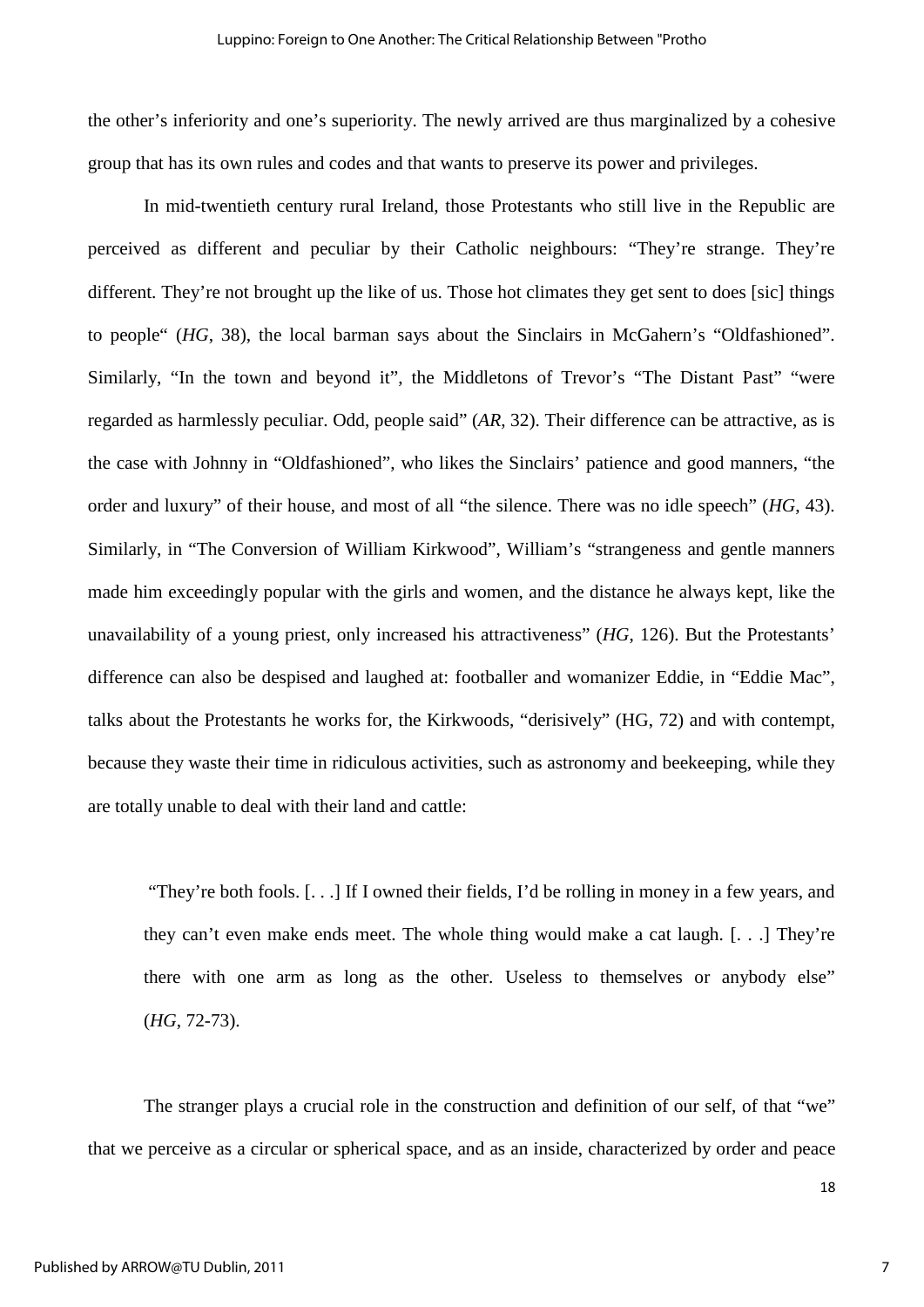the other's inferiority and one's superiority. The newly arrived are thus marginalized by a cohesive group that has its own rules and codes and that wants to preserve its power and privileges.

In mid-twentieth century rural Ireland, those Protestants who still live in the Republic are perceived as different and peculiar by their Catholic neighbours: "They're strange. They're different. They're not brought up the like of us. Those hot climates they get sent to does [sic] things to people" (*HG*, 38), the local barman says about the Sinclairs in McGahern's "Oldfashioned". Similarly, "In the town and beyond it", the Middletons of Trevor's "The Distant Past" "were regarded as harmlessly peculiar. Odd, people said" (*AR*, 32). Their difference can be attractive, as is the case with Johnny in "Oldfashioned", who likes the Sinclairs' patience and good manners, "the order and luxury" of their house, and most of all "the silence. There was no idle speech" (*HG*, 43). Similarly, in "The Conversion of William Kirkwood", William's "strangeness and gentle manners made him exceedingly popular with the girls and women, and the distance he always kept, like the unavailability of a young priest, only increased his attractiveness" (*HG*, 126). But the Protestants' difference can also be despised and laughed at: footballer and womanizer Eddie, in "Eddie Mac", talks about the Protestants he works for, the Kirkwoods, "derisively" (HG, 72) and with contempt, because they waste their time in ridiculous activities, such as astronomy and beekeeping, while they are totally unable to deal with their land and cattle:

> "They're both fools. [. . .] If I owned their fields, I'd be rolling in money in a few years, and they can't even make ends meet. The whole thing would make a cat laugh. [. . .] They're there with one arm as long as the other. Useless to themselves or anybody else" (*HG*, 72-73).

The stranger plays a crucial role in the construction and definition of our self, of that "we" that we perceive as a circular or spherical space, and as an inside, characterized by order and peace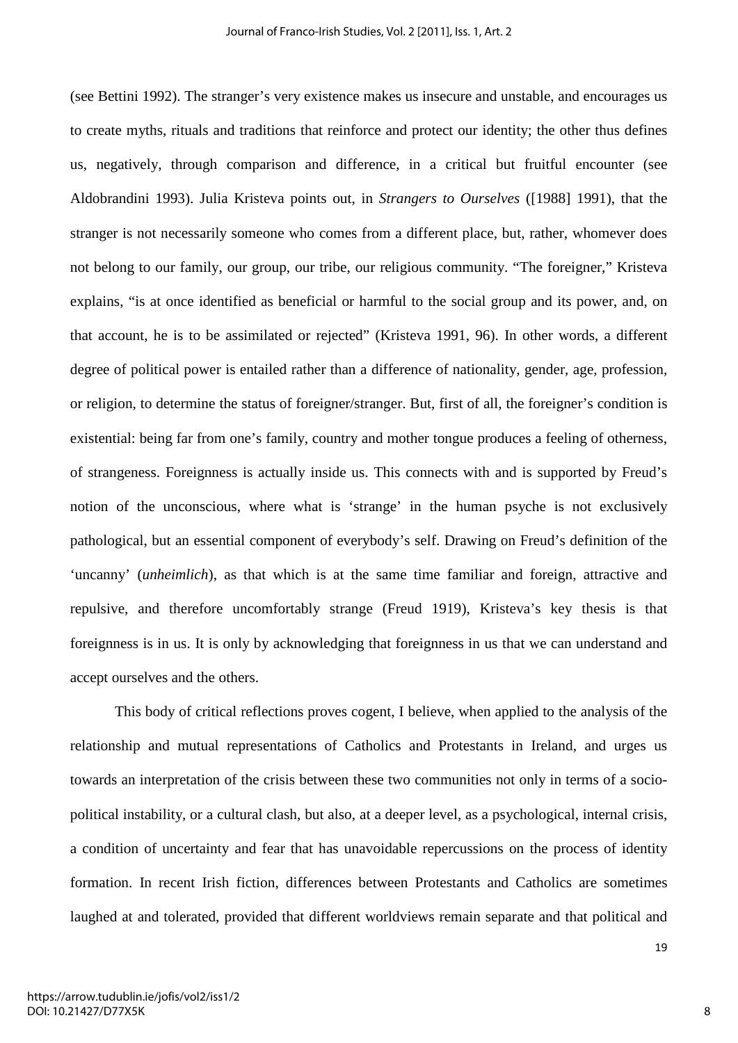(see Bettini 1992). The stranger's very existence makes us insecure and unstable, and encourages us to create myths, rituals and traditions that reinforce and protect our identity; the other thus defines us, negatively, through comparison and difference, in a critical but fruitful encounter (see Aldobrandini 1993). Julia Kristeva points out, in *Strangers to Ourselves* ([1988] 1991), that the stranger is not necessarily someone who comes from a different place, but, rather, whomever does not belong to our family, our group, our tribe, our religious community. "The foreigner," Kristeva explains, "is at once identified as beneficial or harmful to the social group and its power, and, on that account, he is to be assimilated or rejected" (Kristeva 1991, 96). In other words, a different degree of political power is entailed rather than a difference of nationality, gender, age, profession, or religion, to determine the status of foreigner/stranger. But, first of all, the foreigner's condition is existential: being far from one's family, country and mother tongue produces a feeling of otherness, of strangeness. Foreignness is actually inside us. This connects with and is supported by Freud's notion of the unconscious, where what is 'strange' in the human psyche is not exclusively pathological, but an essential component of everybody's self. Drawing on Freud's definition of the 'uncanny' (*unheimlich*), as that which is at the same time familiar and foreign, attractive and repulsive, and therefore uncomfortably strange (Freud 1919), Kristeva's key thesis is that foreignness is in us. It is only by acknowledging that foreignness in us that we can understand and accept ourselves and the others.

This body of critical reflections proves cogent, I believe, when applied to the analysis of the relationship and mutual representations of Catholics and Protestants in Ireland, and urges us towards an interpretation of the crisis between these two communities not only in terms of a socio-political instability, or a cultural clash, but also, at a deeper level, as a psychological, internal crisis, a condition of uncertainty and fear that has unavoidable repercussions on the process of identity formation. In recent Irish fiction, differences between Protestants and Catholics are sometimes laughed at and tolerated, provided that different worldviews remain separate and that political and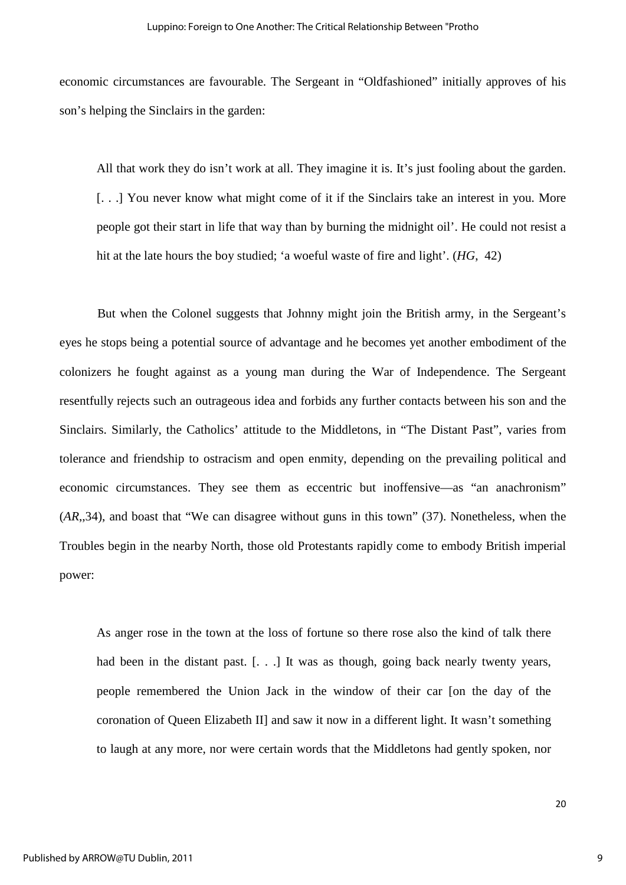economic circumstances are favourable. The Sergeant in “Oldfashioned” initially approves of his son’s helping the Sinclairs in the garden:

> All that work they do isn’t work at all. They imagine it is. It’s just fooling about the garden. [. . .] You never know what might come of it if the Sinclairs take an interest in you. More people got their start in life that way than by burning the midnight oil’. He could not resist a hit at the late hours the boy studied; ‘a woeful waste of fire and light’. (*HG*, 42)

But when the Colonel suggests that Johnny might join the British army, in the Sergeant’s eyes he stops being a potential source of advantage and he becomes yet another embodiment of the colonizers he fought against as a young man during the War of Independence. The Sergeant resentfully rejects such an outrageous idea and forbids any further contacts between his son and the Sinclairs. Similarly, the Catholics’ attitude to the Middletons, in “The Distant Past”, varies from tolerance and friendship to ostracism and open enmity, depending on the prevailing political and economic circumstances. They see them as eccentric but inoffensive—as “an anachronism” (*AR*,,34), and boast that “We can disagree without guns in this town” (37). Nonetheless, when the Troubles begin in the nearby North, those old Protestants rapidly come to embody British imperial power:

> As anger rose in the town at the loss of fortune so there rose also the kind of talk there had been in the distant past. [. . .] It was as though, going back nearly twenty years, people remembered the Union Jack in the window of their car [on the day of the coronation of Queen Elizabeth II] and saw it now in a different light. It wasn’t something to laugh at any more, nor were certain words that the Middletons had gently spoken, nor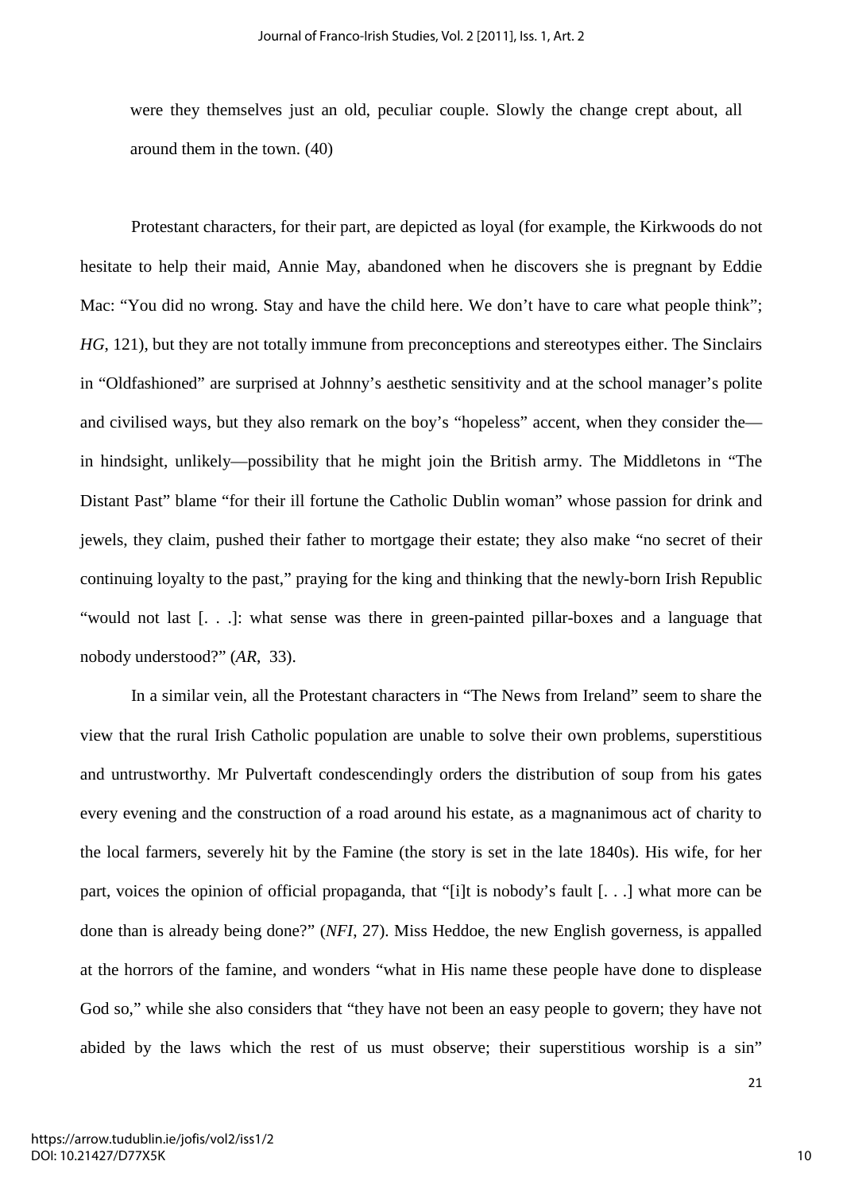were they themselves just an old, peculiar couple. Slowly the change crept about, all around them in the town. (40)

Protestant characters, for their part, are depicted as loyal (for example, the Kirkwoods do not hesitate to help their maid, Annie May, abandoned when he discovers she is pregnant by Eddie Mac: "You did no wrong. Stay and have the child here. We don't have to care what people think"; *HG*, 121), but they are not totally immune from preconceptions and stereotypes either. The Sinclairs in "Oldfashioned" are surprised at Johnny's aesthetic sensitivity and at the school manager's polite and civilised ways, but they also remark on the boy's "hopeless" accent, when they consider the—in hindsight, unlikely—possibility that he might join the British army. The Middletons in "The Distant Past" blame "for their ill fortune the Catholic Dublin woman" whose passion for drink and jewels, they claim, pushed their father to mortgage their estate; they also make "no secret of their continuing loyalty to the past," praying for the king and thinking that the newly-born Irish Republic "would not last [. . .]: what sense was there in green-painted pillar-boxes and a language that nobody understood?" (*AR*, 33).

In a similar vein, all the Protestant characters in "The News from Ireland" seem to share the view that the rural Irish Catholic population are unable to solve their own problems, superstitious and untrustworthy. Mr Pulvertaft condescendingly orders the distribution of soup from his gates every evening and the construction of a road around his estate, as a magnanimous act of charity to the local farmers, severely hit by the Famine (the story is set in the late 1840s). His wife, for her part, voices the opinion of official propaganda, that "[i]t is nobody's fault [. . .] what more can be done than is already being done?" (*NFI*, 27). Miss Heddoe, the new English governess, is appalled at the horrors of the famine, and wonders "what in His name these people have done to displease God so," while she also considers that "they have not been an easy people to govern; they have not abided by the laws which the rest of us must observe; their superstitious worship is a sin"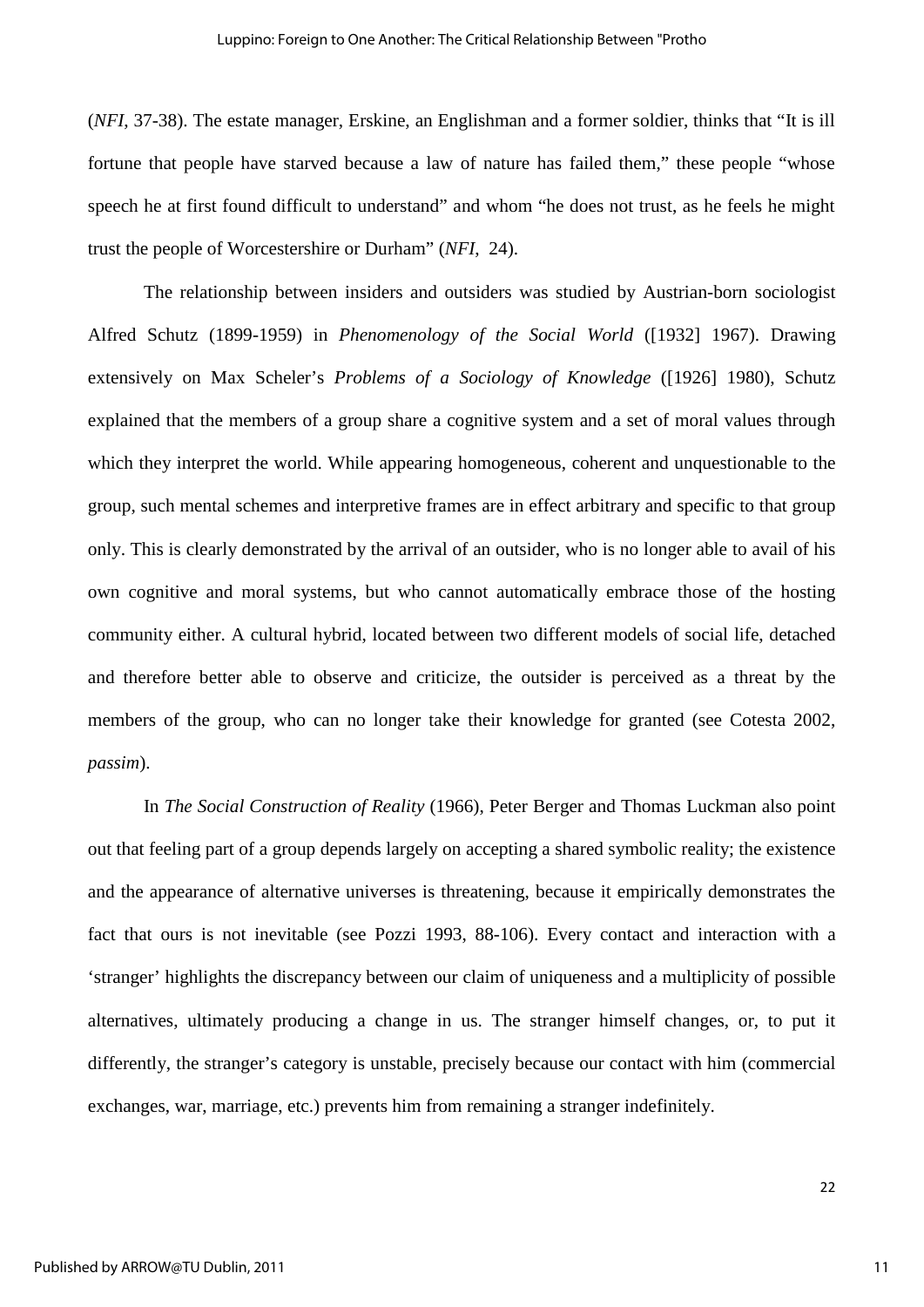(*NFI*, 37-38). The estate manager, Erskine, an Englishman and a former soldier, thinks that "It is ill fortune that people have starved because a law of nature has failed them," these people "whose speech he at first found difficult to understand" and whom "he does not trust, as he feels he might trust the people of Worcestershire or Durham" (*NFI*, 24).

The relationship between insiders and outsiders was studied by Austrian-born sociologist Alfred Schutz (1899-1959) in *Phenomenology of the Social World* ([1932] 1967). Drawing extensively on Max Scheler's *Problems of a Sociology of Knowledge* ([1926] 1980), Schutz explained that the members of a group share a cognitive system and a set of moral values through which they interpret the world. While appearing homogeneous, coherent and unquestionable to the group, such mental schemes and interpretive frames are in effect arbitrary and specific to that group only. This is clearly demonstrated by the arrival of an outsider, who is no longer able to avail of his own cognitive and moral systems, but who cannot automatically embrace those of the hosting community either. A cultural hybrid, located between two different models of social life, detached and therefore better able to observe and criticize, the outsider is perceived as a threat by the members of the group, who can no longer take their knowledge for granted (see Cotesta 2002, *passim*).

In *The Social Construction of Reality* (1966), Peter Berger and Thomas Luckman also point out that feeling part of a group depends largely on accepting a shared symbolic reality; the existence and the appearance of alternative universes is threatening, because it empirically demonstrates the fact that ours is not inevitable (see Pozzi 1993, 88-106). Every contact and interaction with a 'stranger' highlights the discrepancy between our claim of uniqueness and a multiplicity of possible alternatives, ultimately producing a change in us. The stranger himself changes, or, to put it differently, the stranger's category is unstable, precisely because our contact with him (commercial exchanges, war, marriage, etc.) prevents him from remaining a stranger indefinitely.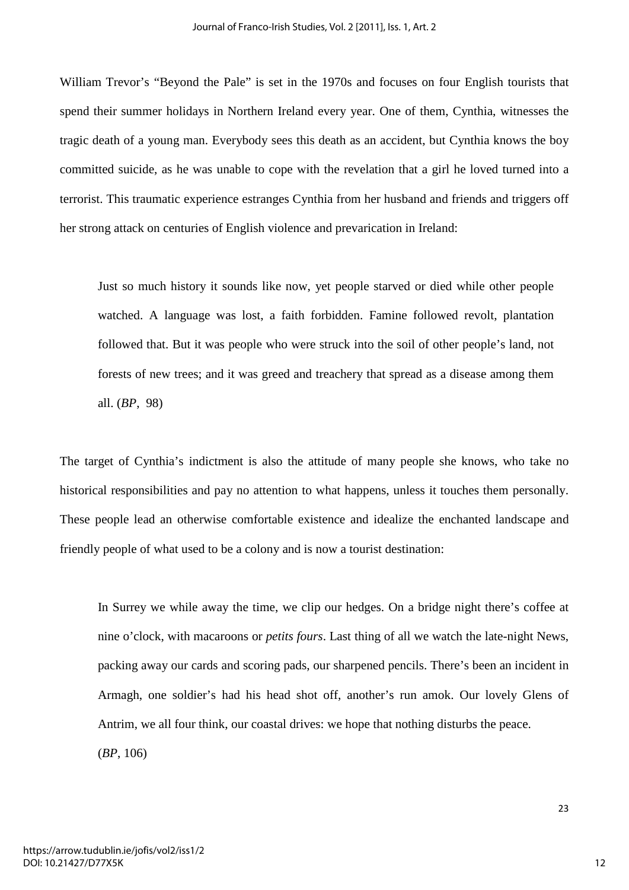William Trevor's "Beyond the Pale" is set in the 1970s and focuses on four English tourists that spend their summer holidays in Northern Ireland every year. One of them, Cynthia, witnesses the tragic death of a young man. Everybody sees this death as an accident, but Cynthia knows the boy committed suicide, as he was unable to cope with the revelation that a girl he loved turned into a terrorist. This traumatic experience estranges Cynthia from her husband and friends and triggers off her strong attack on centuries of English violence and prevarication in Ireland:

> Just so much history it sounds like now, yet people starved or died while other people watched. A language was lost, a faith forbidden. Famine followed revolt, plantation followed that. But it was people who were struck into the soil of other people's land, not forests of new trees; and it was greed and treachery that spread as a disease among them all. (*BP*, 98)

The target of Cynthia's indictment is also the attitude of many people she knows, who take no historical responsibilities and pay no attention to what happens, unless it touches them personally. These people lead an otherwise comfortable existence and idealize the enchanted landscape and friendly people of what used to be a colony and is now a tourist destination:

> In Surrey we while away the time, we clip our hedges. On a bridge night there's coffee at nine o'clock, with macaroons or *petits fours*. Last thing of all we watch the late-night News, packing away our cards and scoring pads, our sharpened pencils. There's been an incident in Armagh, one soldier's had his head shot off, another's run amok. Our lovely Glens of Antrim, we all four think, our coastal drives: we hope that nothing disturbs the peace. (*BP*, 106)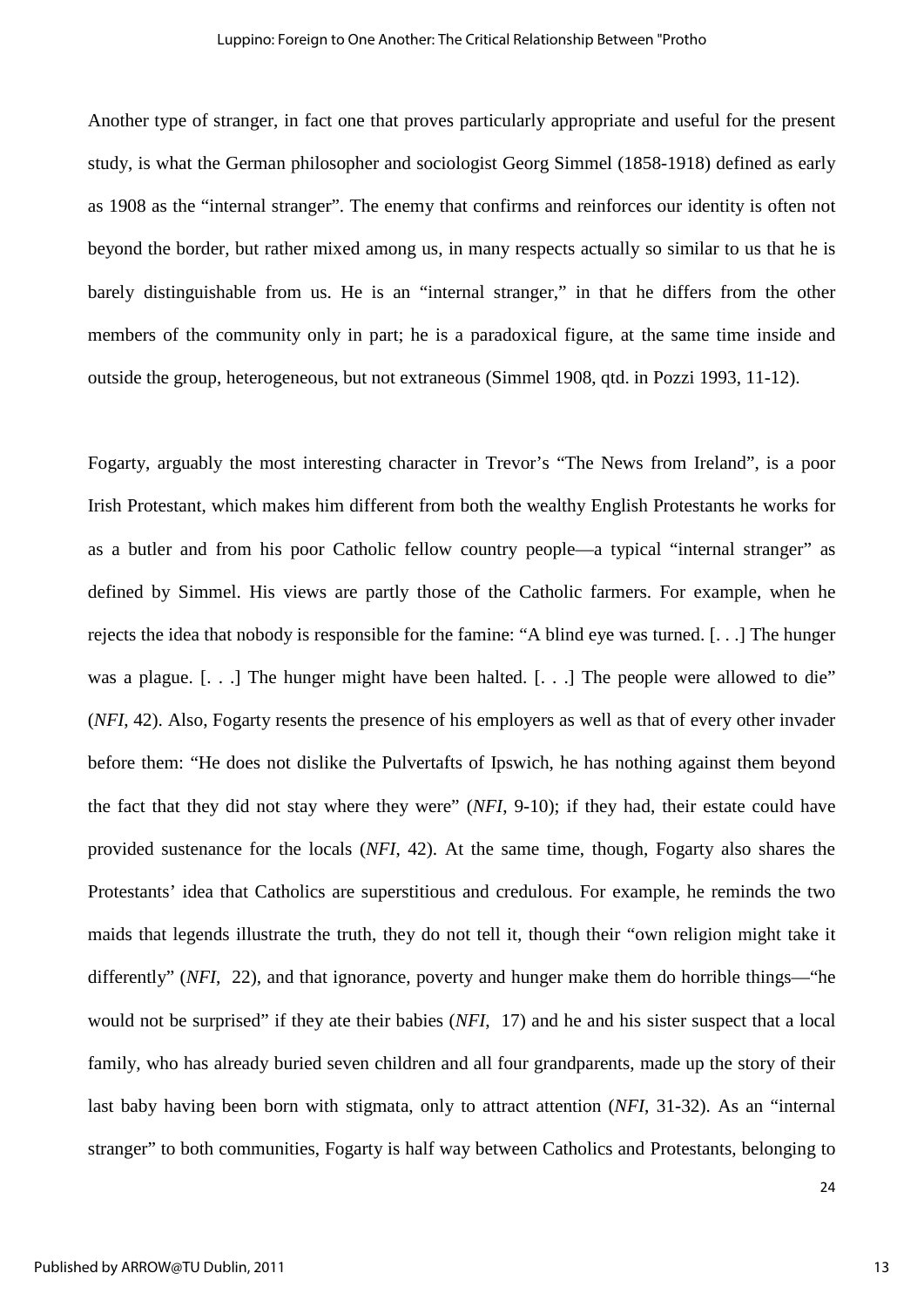Another type of stranger, in fact one that proves particularly appropriate and useful for the present study, is what the German philosopher and sociologist Georg Simmel (1858-1918) defined as early as 1908 as the "internal stranger". The enemy that confirms and reinforces our identity is often not beyond the border, but rather mixed among us, in many respects actually so similar to us that he is barely distinguishable from us. He is an "internal stranger," in that he differs from the other members of the community only in part; he is a paradoxical figure, at the same time inside and outside the group, heterogeneous, but not extraneous (Simmel 1908, qtd. in Pozzi 1993, 11-12).

Fogarty, arguably the most interesting character in Trevor's "The News from Ireland", is a poor Irish Protestant, which makes him different from both the wealthy English Protestants he works for as a butler and from his poor Catholic fellow country people—a typical "internal stranger" as defined by Simmel. His views are partly those of the Catholic farmers. For example, when he rejects the idea that nobody is responsible for the famine: "A blind eye was turned. [. . .] The hunger was a plague. [. . .] The hunger might have been halted. [. . .] The people were allowed to die" (*NFI*, 42). Also, Fogarty resents the presence of his employers as well as that of every other invader before them: "He does not dislike the Pulvertafts of Ipswich, he has nothing against them beyond the fact that they did not stay where they were" (*NFI*, 9-10); if they had, their estate could have provided sustenance for the locals (*NFI*, 42). At the same time, though, Fogarty also shares the Protestants' idea that Catholics are superstitious and credulous. For example, he reminds the two maids that legends illustrate the truth, they do not tell it, though their "own religion might take it differently" (*NFI*, 22), and that ignorance, poverty and hunger make them do horrible things—"he would not be surprised" if they ate their babies (*NFI*, 17) and he and his sister suspect that a local family, who has already buried seven children and all four grandparents, made up the story of their last baby having been born with stigmata, only to attract attention (*NFI*, 31-32). As an "internal stranger" to both communities, Fogarty is half way between Catholics and Protestants, belonging to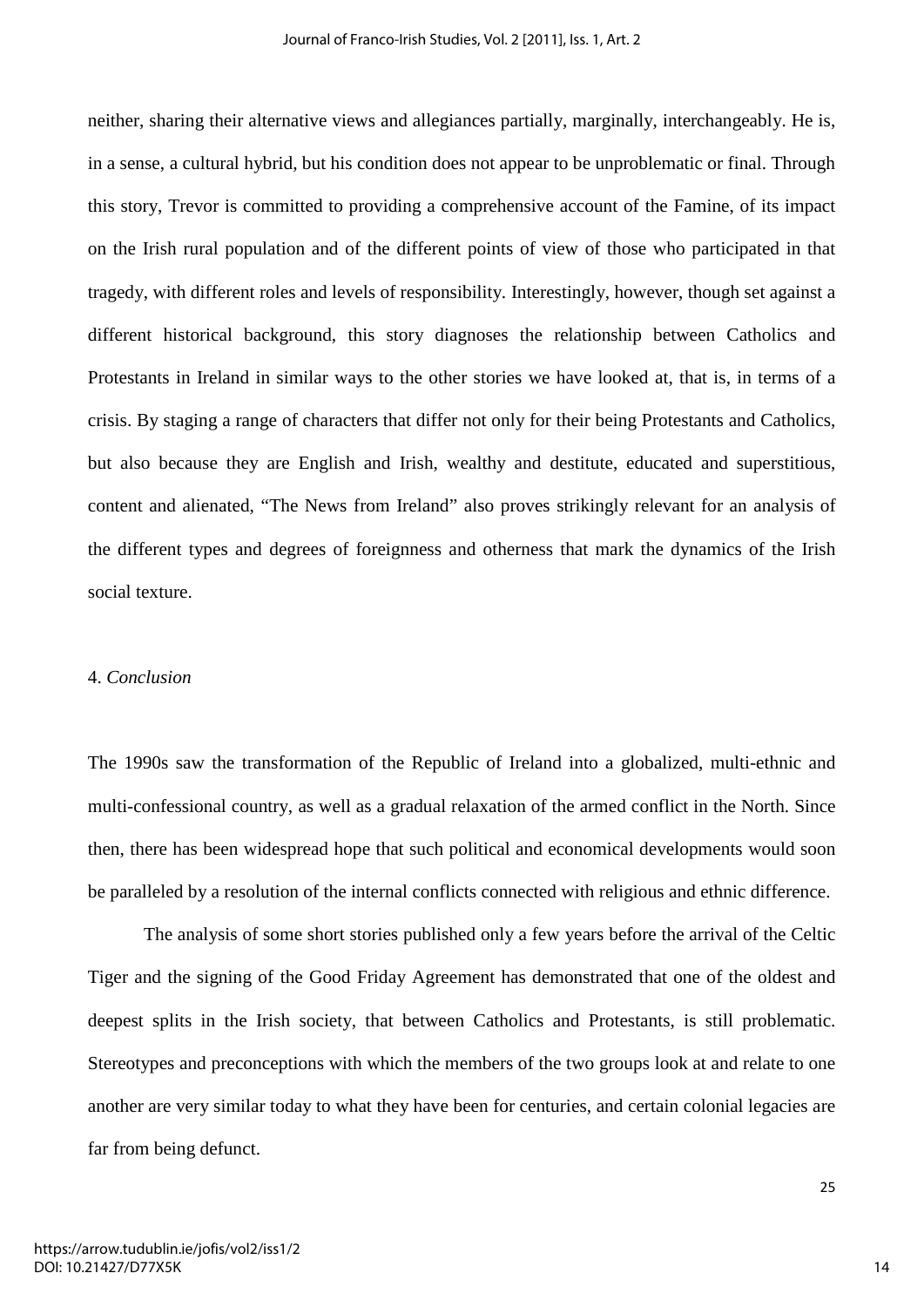neither, sharing their alternative views and allegiances partially, marginally, interchangeably. He is, in a sense, a cultural hybrid, but his condition does not appear to be unproblematic or final. Through this story, Trevor is committed to providing a comprehensive account of the Famine, of its impact on the Irish rural population and of the different points of view of those who participated in that tragedy, with different roles and levels of responsibility. Interestingly, however, though set against a different historical background, this story diagnoses the relationship between Catholics and Protestants in Ireland in similar ways to the other stories we have looked at, that is, in terms of a crisis. By staging a range of characters that differ not only for their being Protestants and Catholics, but also because they are English and Irish, wealthy and destitute, educated and superstitious, content and alienated, "The News from Ireland" also proves strikingly relevant for an analysis of the different types and degrees of foreignness and otherness that mark the dynamics of the Irish social texture.

## 4. *Conclusion*

The 1990s saw the transformation of the Republic of Ireland into a globalized, multi-ethnic and multi-confessional country, as well as a gradual relaxation of the armed conflict in the North. Since then, there has been widespread hope that such political and economical developments would soon be paralleled by a resolution of the internal conflicts connected with religious and ethnic difference.

The analysis of some short stories published only a few years before the arrival of the Celtic Tiger and the signing of the Good Friday Agreement has demonstrated that one of the oldest and deepest splits in the Irish society, that between Catholics and Protestants, is still problematic. Stereotypes and preconceptions with which the members of the two groups look at and relate to one another are very similar today to what they have been for centuries, and certain colonial legacies are far from being defunct.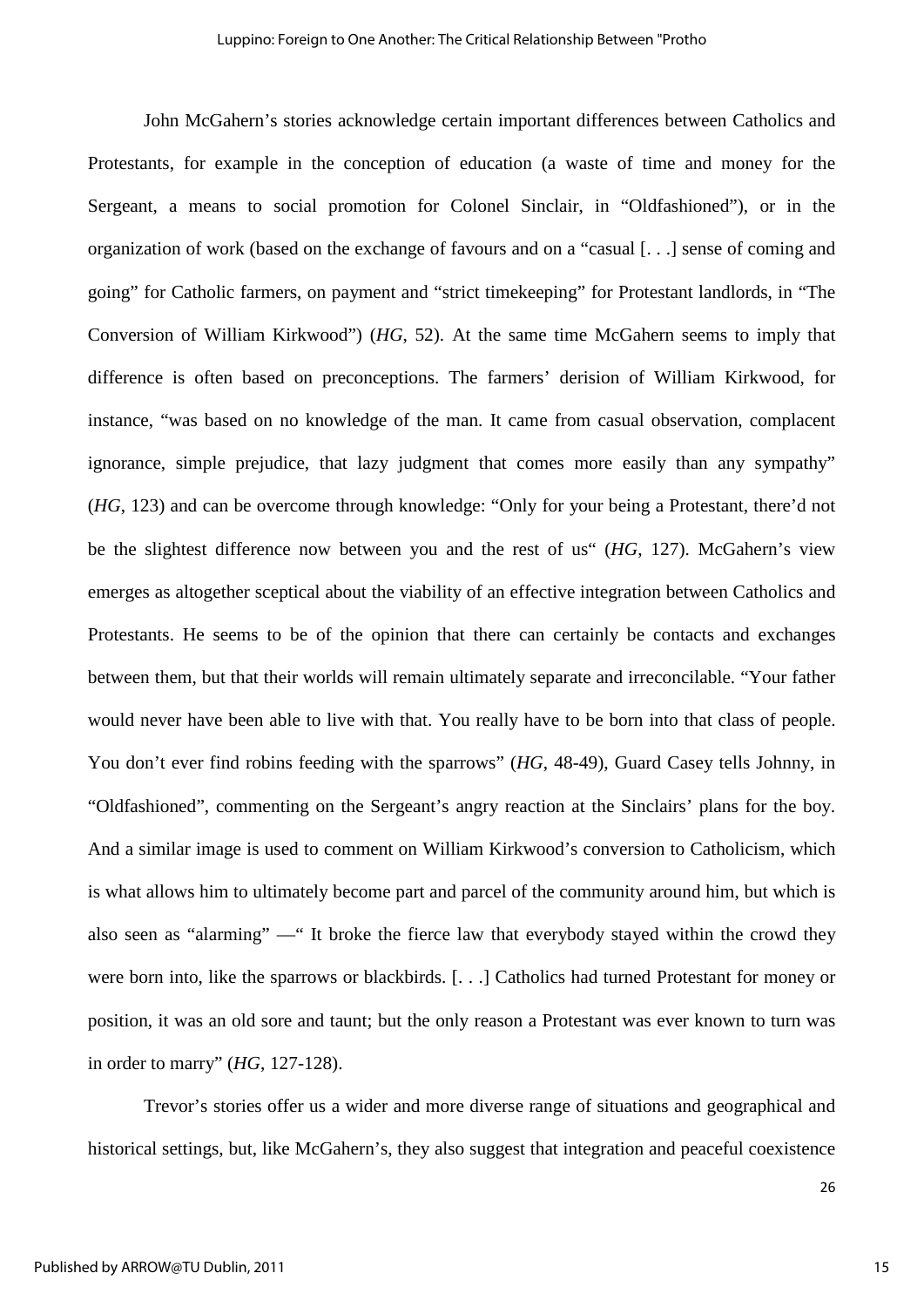John McGahern's stories acknowledge certain important differences between Catholics and Protestants, for example in the conception of education (a waste of time and money for the Sergeant, a means to social promotion for Colonel Sinclair, in "Oldfashioned"), or in the organization of work (based on the exchange of favours and on a "casual [. . .] sense of coming and going" for Catholic farmers, on payment and "strict timekeeping" for Protestant landlords, in "The Conversion of William Kirkwood") (*HG*, 52). At the same time McGahern seems to imply that difference is often based on preconceptions. The farmers' derision of William Kirkwood, for instance, "was based on no knowledge of the man. It came from casual observation, complacent ignorance, simple prejudice, that lazy judgment that comes more easily than any sympathy" (*HG*, 123) and can be overcome through knowledge: "Only for your being a Protestant, there'd not be the slightest difference now between you and the rest of us" (*HG*, 127). McGahern's view emerges as altogether sceptical about the viability of an effective integration between Catholics and Protestants. He seems to be of the opinion that there can certainly be contacts and exchanges between them, but that their worlds will remain ultimately separate and irreconcilable. "Your father would never have been able to live with that. You really have to be born into that class of people. You don't ever find robins feeding with the sparrows" (*HG*, 48-49), Guard Casey tells Johnny, in "Oldfashioned", commenting on the Sergeant's angry reaction at the Sinclairs' plans for the boy. And a similar image is used to comment on William Kirkwood's conversion to Catholicism, which is what allows him to ultimately become part and parcel of the community around him, but which is also seen as "alarming" —" It broke the fierce law that everybody stayed within the crowd they were born into, like the sparrows or blackbirds. [. . .] Catholics had turned Protestant for money or position, it was an old sore and taunt; but the only reason a Protestant was ever known to turn was in order to marry" (*HG*, 127-128).

Trevor's stories offer us a wider and more diverse range of situations and geographical and historical settings, but, like McGahern's, they also suggest that integration and peaceful coexistence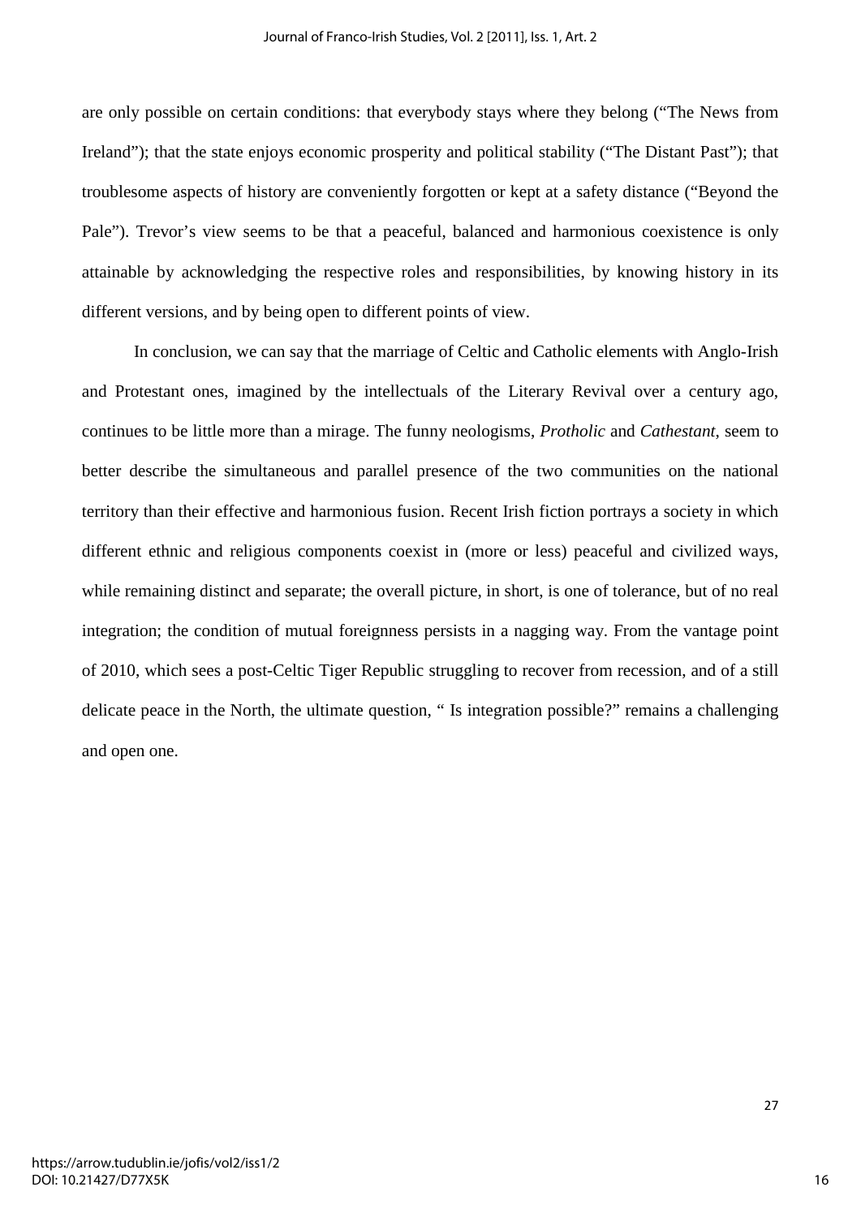are only possible on certain conditions: that everybody stays where they belong ("The News from Ireland"); that the state enjoys economic prosperity and political stability ("The Distant Past"); that troublesome aspects of history are conveniently forgotten or kept at a safety distance ("Beyond the Pale"). Trevor's view seems to be that a peaceful, balanced and harmonious coexistence is only attainable by acknowledging the respective roles and responsibilities, by knowing history in its different versions, and by being open to different points of view.

In conclusion, we can say that the marriage of Celtic and Catholic elements with Anglo-Irish and Protestant ones, imagined by the intellectuals of the Literary Revival over a century ago, continues to be little more than a mirage. The funny neologisms, *Protholic* and *Cathestant*, seem to better describe the simultaneous and parallel presence of the two communities on the national territory than their effective and harmonious fusion. Recent Irish fiction portrays a society in which different ethnic and religious components coexist in (more or less) peaceful and civilized ways, while remaining distinct and separate; the overall picture, in short, is one of tolerance, but of no real integration; the condition of mutual foreignness persists in a nagging way. From the vantage point of 2010, which sees a post-Celtic Tiger Republic struggling to recover from recession, and of a still delicate peace in the North, the ultimate question, " Is integration possible?" remains a challenging and open one.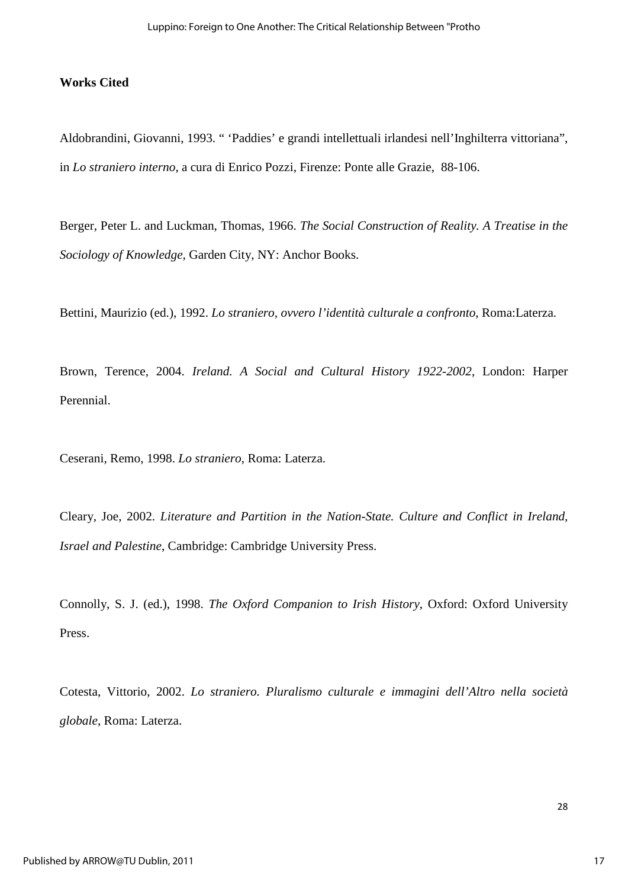**Works Cited**

Aldobrandini, Giovanni, 1993. " 'Paddies' e grandi intellettuali irlandesi nell'Inghilterra vittoriana", in *Lo straniero interno*, a cura di Enrico Pozzi, Firenze: Ponte alle Grazie, 88-106.

Berger, Peter L. and Luckman, Thomas, 1966. *The Social Construction of Reality. A Treatise in the Sociology of Knowledge,* Garden City, NY: Anchor Books.

Bettini, Maurizio (ed.), 1992. *Lo straniero, ovvero l'identità culturale a confronto*, Roma:Laterza.

Brown, Terence, 2004. *Ireland. A Social and Cultural History 1922-2002*, London: Harper Perennial.

Ceserani, Remo, 1998. *Lo straniero*, Roma: Laterza.

Cleary, Joe, 2002. *Literature and Partition in the Nation-State. Culture and Conflict in Ireland, Israel and Palestine*, Cambridge: Cambridge University Press.

Connolly, S. J. (ed.), 1998. *The Oxford Companion to Irish History*, Oxford: Oxford University Press.

Cotesta, Vittorio, 2002. *Lo straniero. Pluralismo culturale e immagini dell'Altro nella società globale*, Roma: Laterza.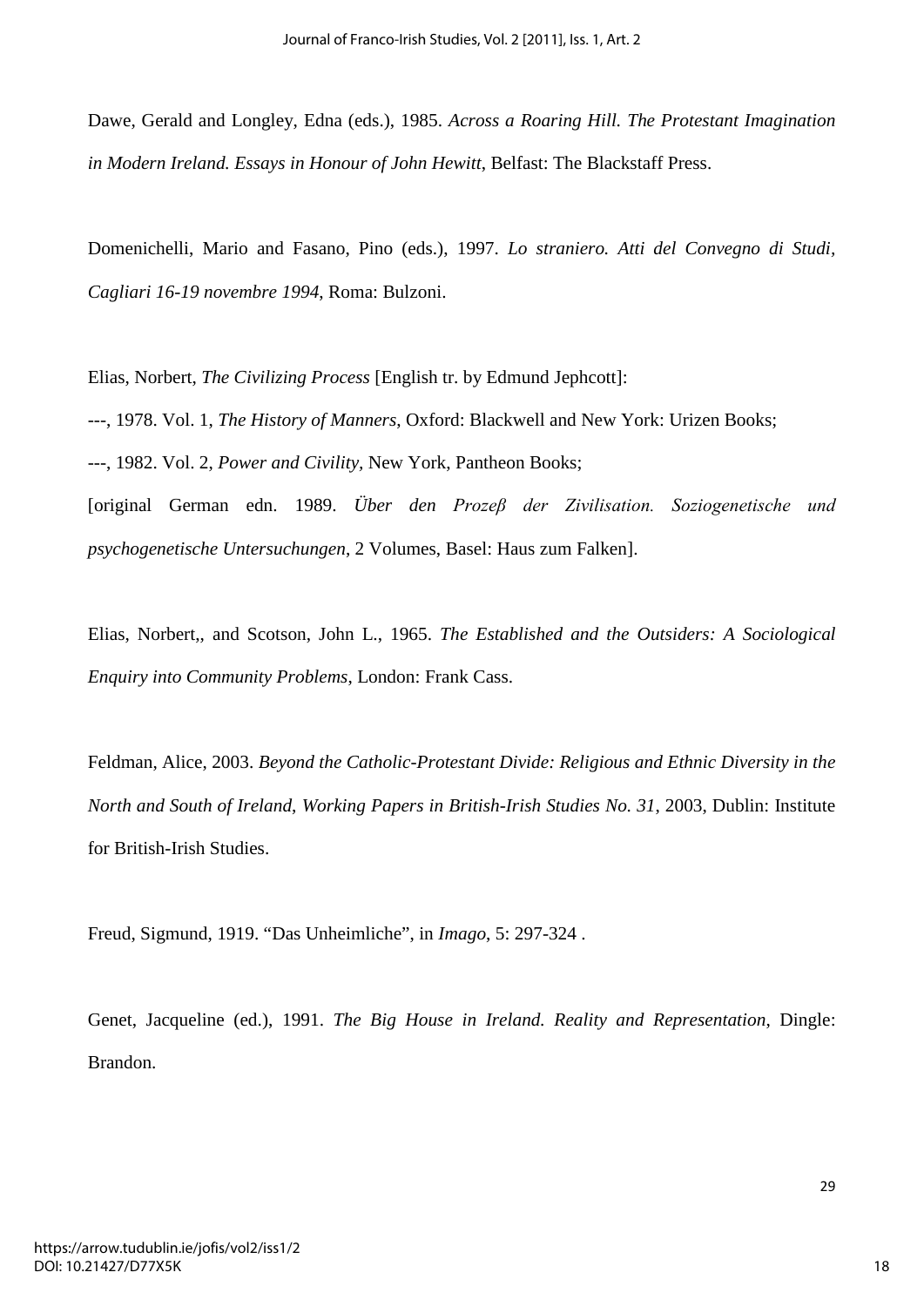Dawe, Gerald and Longley, Edna (eds.), 1985. *Across a Roaring Hill. The Protestant Imagination in Modern Ireland. Essays in Honour of John Hewitt*, Belfast: The Blackstaff Press.

Domenichelli, Mario and Fasano, Pino (eds.), 1997. *Lo straniero. Atti del Convegno di Studi, Cagliari 16-19 novembre 1994*, Roma: Bulzoni.

Elias, Norbert, *The Civilizing Process* [English tr. by Edmund Jephcott]:

---, 1978. Vol. 1, *The History of Manners*, Oxford: Blackwell and New York: Urizen Books;

---, 1982. Vol. 2, *Power and Civility*, New York, Pantheon Books;

[original German edn. 1989. *Über den Prozeß der Zivilisation. Soziogenetische und psychogenetische Untersuchungen*, 2 Volumes, Basel: Haus zum Falken].

Elias, Norbert,, and Scotson, John L., 1965. *The Established and the Outsiders: A Sociological Enquiry into Community Problems*, London: Frank Cass.

Feldman, Alice, 2003. *Beyond the Catholic-Protestant Divide: Religious and Ethnic Diversity in the North and South of Ireland, Working Papers in British-Irish Studies No. 31*, 2003, Dublin: Institute for British-Irish Studies.

Freud, Sigmund, 1919. "Das Unheimliche", in *Imago*, 5: 297-324 .

Genet, Jacqueline (ed.), 1991. *The Big House in Ireland. Reality and Representation*, Dingle: Brandon.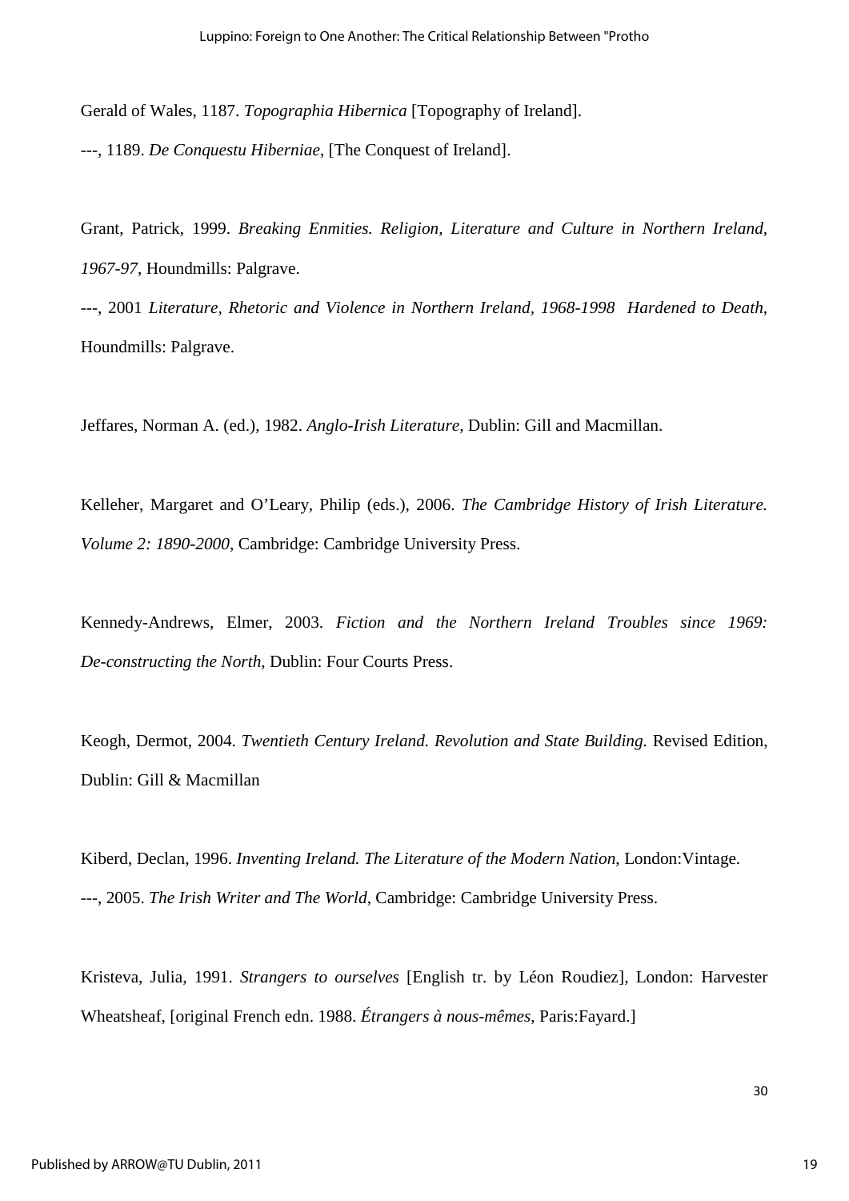Gerald of Wales, 1187. *Topographia Hibernica* [Topography of Ireland].

---, 1189. *De Conquestu Hiberniae*, [The Conquest of Ireland].

Grant, Patrick, 1999. *Breaking Enmities. Religion, Literature and Culture in Northern Ireland, 1967-97*, Houndmills: Palgrave.

---, 2001 *Literature, Rhetoric and Violence in Northern Ireland, 1968-1998 Hardened to Death*, Houndmills: Palgrave.

Jeffares, Norman A. (ed.), 1982. *Anglo-Irish Literature*, Dublin: Gill and Macmillan.

Kelleher, Margaret and O'Leary, Philip (eds.), 2006. *The Cambridge History of Irish Literature. Volume 2: 1890-2000*, Cambridge: Cambridge University Press.

Kennedy-Andrews, Elmer, 2003. *Fiction and the Northern Ireland Troubles since 1969: De-constructing the North*, Dublin: Four Courts Press.

Keogh, Dermot, 2004. *Twentieth Century Ireland. Revolution and State Building.* Revised Edition, Dublin: Gill & Macmillan

Kiberd, Declan, 1996. *Inventing Ireland. The Literature of the Modern Nation*, London:Vintage.

---, 2005. *The Irish Writer and The World*, Cambridge: Cambridge University Press.

Kristeva, Julia, 1991. *Strangers to ourselves* [English tr. by Léon Roudiez], London: Harvester Wheatsheaf, [original French edn. 1988. *Étrangers à nous-mêmes*, Paris:Fayard.]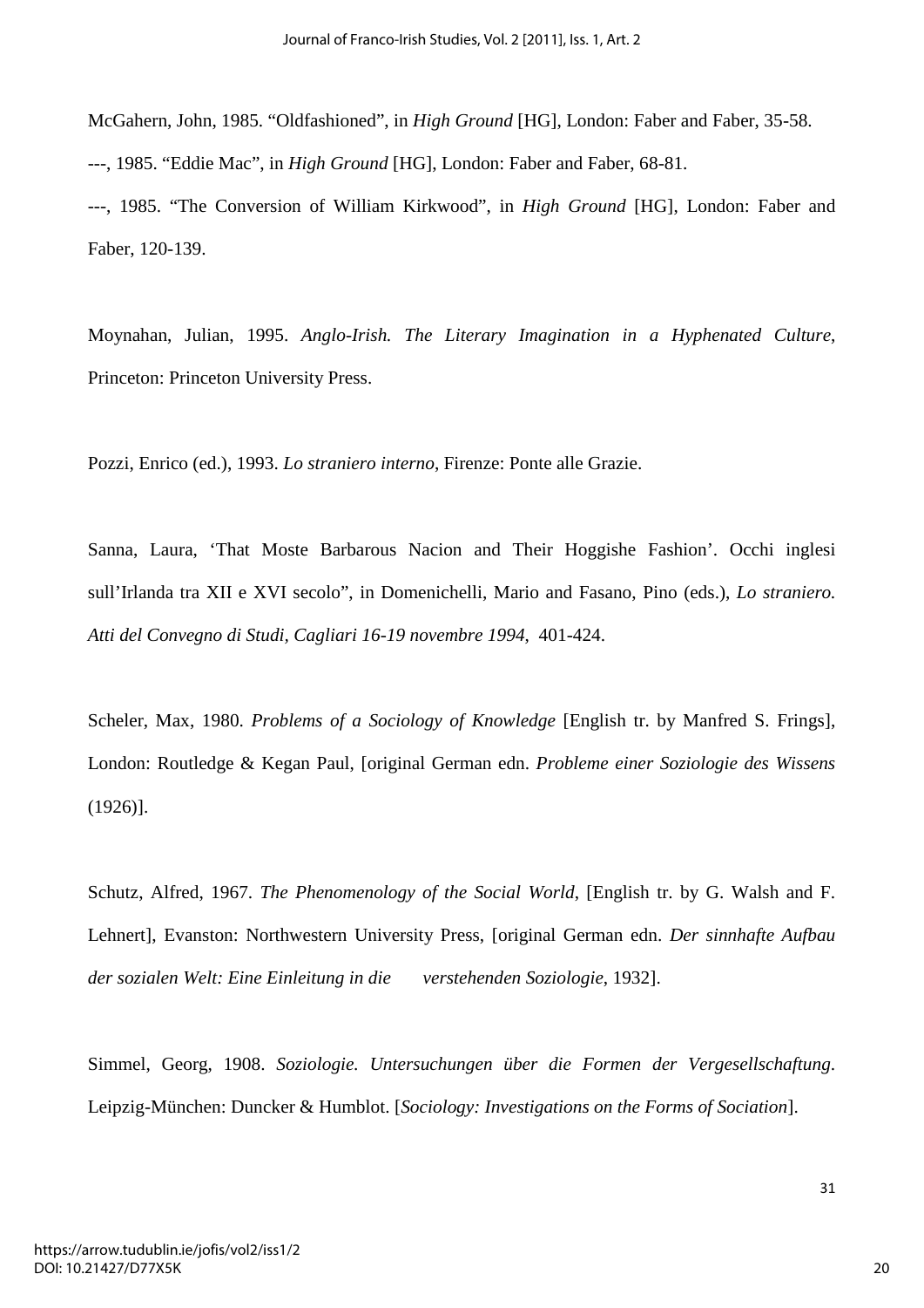McGahern, John, 1985. "Oldfashioned", in *High Ground* [HG], London: Faber and Faber, 35-58.

---, 1985. "Eddie Mac", in *High Ground* [HG], London: Faber and Faber, 68-81.

---, 1985. "The Conversion of William Kirkwood", in *High Ground* [HG], London: Faber and Faber, 120-139.

Moynahan, Julian, 1995. *Anglo-Irish. The Literary Imagination in a Hyphenated Culture*, Princeton: Princeton University Press.

Pozzi, Enrico (ed.), 1993. *Lo straniero interno*, Firenze: Ponte alle Grazie.

Sanna, Laura, 'That Moste Barbarous Nacion and Their Hoggishe Fashion'. Occhi inglesi sull'Irlanda tra XII e XVI secolo", in Domenichelli, Mario and Fasano, Pino (eds.), *Lo straniero. Atti del Convegno di Studi, Cagliari 16-19 novembre 1994*, 401-424.

Scheler, Max, 1980. *Problems of a Sociology of Knowledge* [English tr. by Manfred S. Frings], London: Routledge & Kegan Paul, [original German edn. *Probleme einer Soziologie des Wissens* (1926)].

Schutz, Alfred, 1967. *The Phenomenology of the Social World*, [English tr. by G. Walsh and F. Lehnert], Evanston: Northwestern University Press, [original German edn. *Der sinnhafte Aufbau der sozialen Welt: Eine Einleitung in die verstehenden Soziologie*, 1932].

Simmel, Georg, 1908. *Soziologie. Untersuchungen über die Formen der Vergesellschaftung*. Leipzig-München: Duncker & Humblot. [*Sociology: Investigations on the Forms of Sociation*].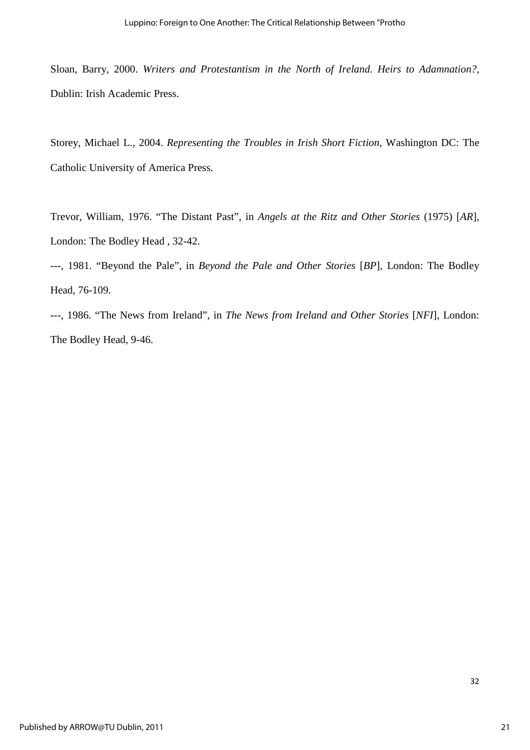Sloan, Barry, 2000. *Writers and Protestantism in the North of Ireland. Heirs to Adamnation?*, Dublin: Irish Academic Press.

Storey, Michael L., 2004. *Representing the Troubles in Irish Short Fiction*, Washington DC: The Catholic University of America Press.

Trevor, William, 1976. "The Distant Past", in *Angels at the Ritz and Other Stories* (1975) [*AR*], London: The Bodley Head , 32-42.

---, 1981. "Beyond the Pale", in *Beyond the Pale and Other Stories* [*BP*], London: The Bodley Head, 76-109.

---, 1986. "The News from Ireland", in *The News from Ireland and Other Stories* [*NFI*], London: The Bodley Head, 9-46.